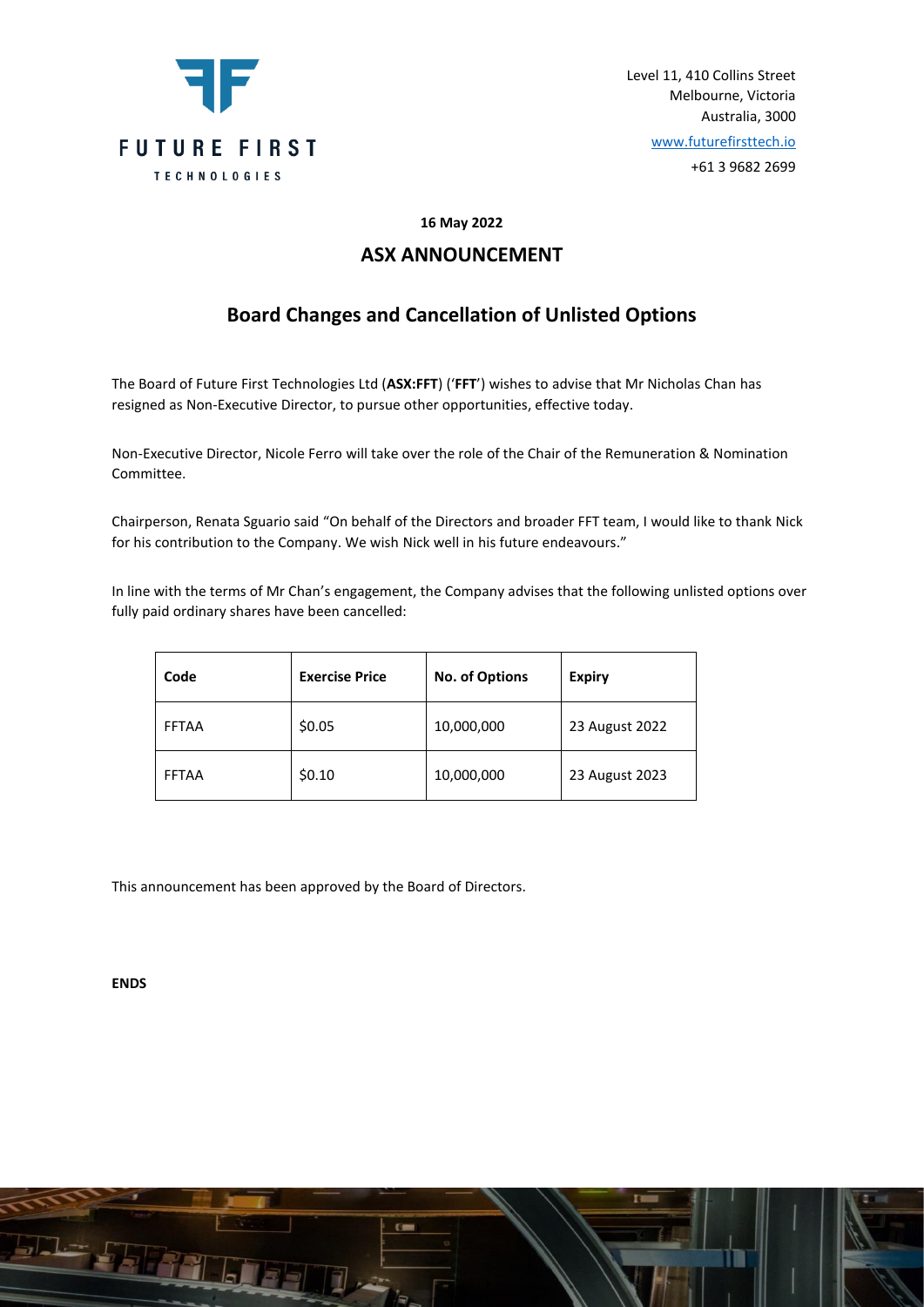FUTURE FIRST TECHNOLOGIES

Level 11, 410 Collins Street
Melbourne, Victoria
Australia, 3000
www.futurefirsttech.io
+61 3 9682 2699

**16 May 2022**

## ASX ANNOUNCEMENT

# Board Changes and Cancellation of Unlisted Options

The Board of Future First Technologies Ltd (**ASX:FFT**) ('**FFT**') wishes to advise that Mr Nicholas Chan has resigned as Non-Executive Director, to pursue other opportunities, effective today.

Non-Executive Director, Nicole Ferro will take over the role of the Chair of the Remuneration & Nomination Committee.

Chairperson, Renata Sguario said "On behalf of the Directors and broader FFT team, I would like to thank Nick for his contribution to the Company. We wish Nick well in his future endeavours."

In line with the terms of Mr Chan's engagement, the Company advises that the following unlisted options over fully paid ordinary shares have been cancelled:

| Code | Exercise Price | No. of Options | Expiry |
|---|---|---|---|
| FFTAA | $0.05 | 10,000,000 | 23 August 2022 |
| FFTAA | $0.10 | 10,000,000 | 23 August 2023 |

This announcement has been approved by the Board of Directors.

**ENDS**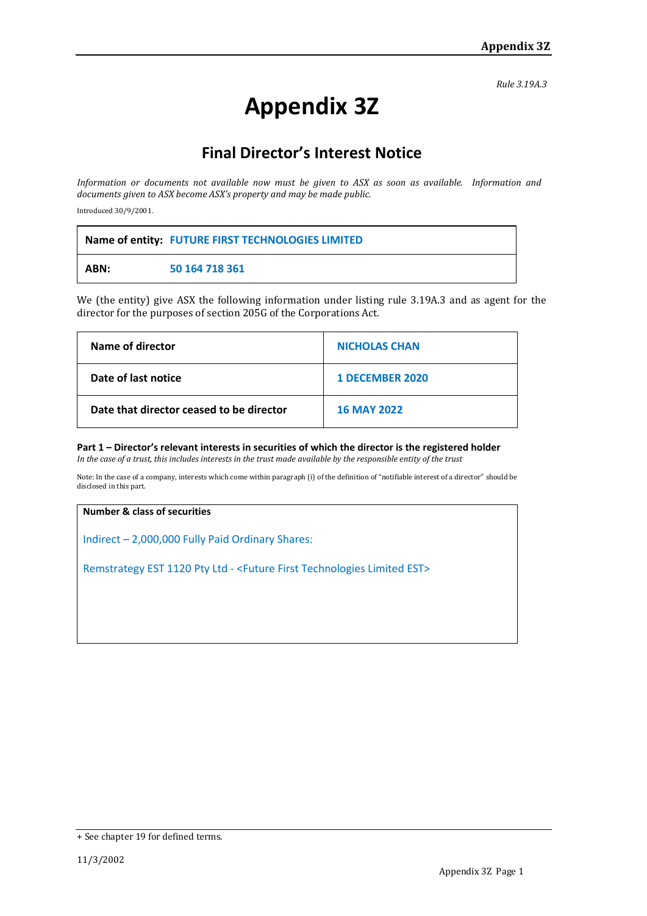*Rule 3.19A.3*

# Appendix 3Z

## Final Director's Interest Notice

*Information or documents not available now must be given to ASX as soon as available. Information and documents given to ASX become ASX's property and may be made public.*

Introduced 30/9/2001.

| **Name of entity:** | **FUTURE FIRST TECHNOLOGIES LIMITED** |
|---|---|
| **ABN:** | **50 164 718 361** |

We (the entity) give ASX the following information under listing rule 3.19A.3 and as agent for the director for the purposes of section 205G of the Corporations Act.

| **Name of director** | **NICHOLAS CHAN** |
|---|---|
| **Date of last notice** | **1 DECEMBER 2020** |
| **Date that director ceased to be director** | **16 MAY 2022** |

**Part 1 – Director's relevant interests in securities of which the director is the registered holder**

*In the case of a trust, this includes interests in the trust made available by the responsible entity of the trust*

Note: In the case of a company, interests which come within paragraph (i) of the definition of "notifiable interest of a director" should be disclosed in this part.

| **Number & class of securities** |
|---|
| Indirect – 2,000,000 Fully Paid Ordinary Shares:<br><br>Remstrategy EST 1120 Pty Ltd - <Future First Technologies Limited EST> |

+ See chapter 19 for defined terms.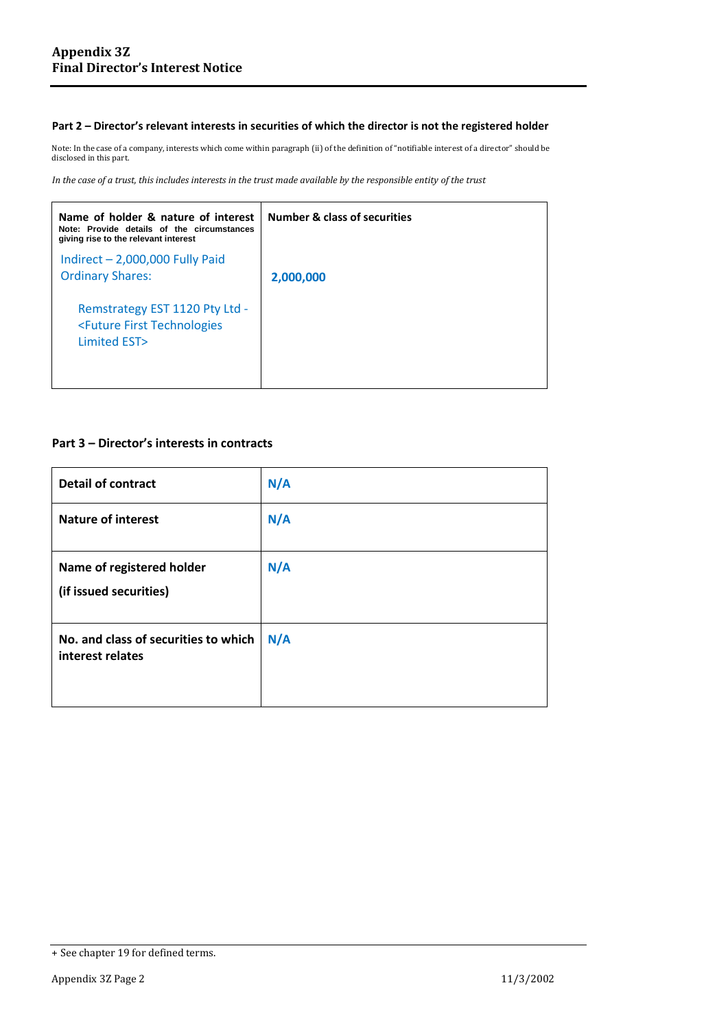## Part 2 – Director's relevant interests in securities of which the director is not the registered holder

Note: In the case of a company, interests which come within paragraph (ii) of the definition of "notifiable interest of a director" should be disclosed in this part.

*In the case of a trust, this includes interests in the trust made available by the responsible entity of the trust*

| Name of holder & nature of interest<br>Note: Provide details of the circumstances giving rise to the relevant interest | Number & class of securities |
|---|---|
| Indirect – 2,000,000 Fully Paid Ordinary Shares:<br><br>Remstrategy EST 1120 Pty Ltd - <Future First Technologies Limited EST> | **2,000,000** |

## Part 3 – Director's interests in contracts

| | |
|---|---|
| **Detail of contract** | **N/A** |
| **Nature of interest** | **N/A** |
| **Name of registered holder**<br><br>**(if issued securities)** | **N/A** |
| **No. and class of securities to which interest relates** | **N/A** |

+ See chapter 19 for defined terms.